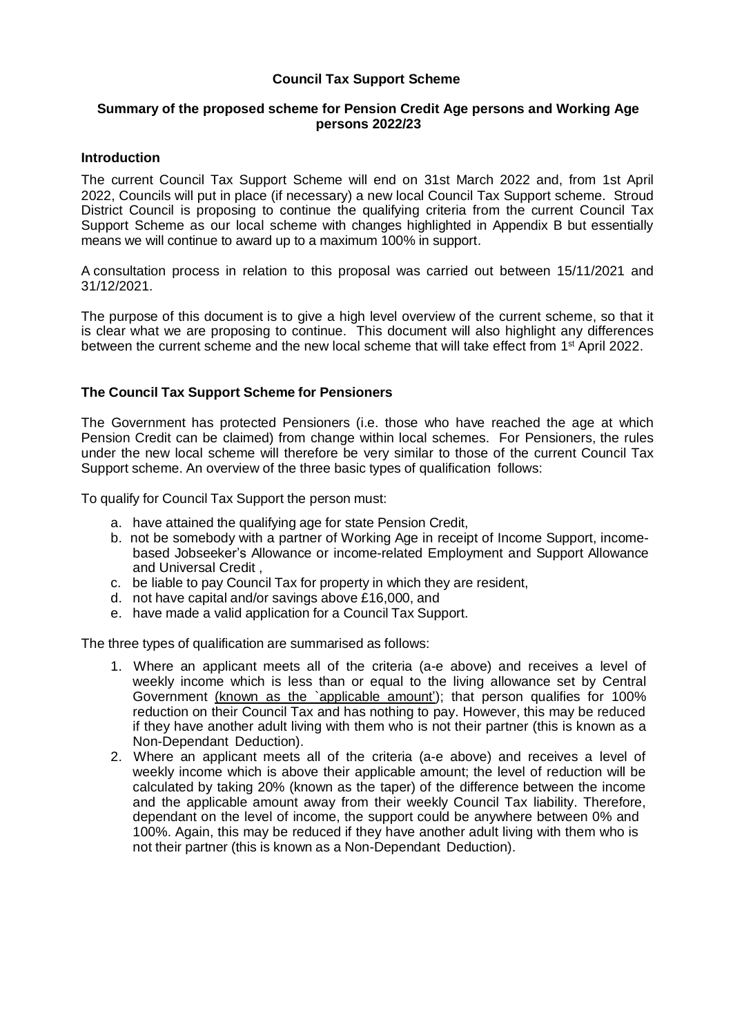# Council Tax Support Scheme

## Summary of the proposed scheme for Pension Credit Age persons and Working Age persons 2022/23

### Introduction

The current Council Tax Support Scheme will end on 31st March 2022 and, from 1st April 2022, Councils will put in place (if necessary) a new local Council Tax Support scheme. Stroud District Council is proposing to continue the qualifying criteria from the current Council Tax Support Scheme as our local scheme with changes highlighted in Appendix B but essentially means we will continue to award up to a maximum 100% in support.

A consultation process in relation to this proposal was carried out between 15/11/2021 and 31/12/2021.

The purpose of this document is to give a high level overview of the current scheme, so that it is clear what we are proposing to continue. This document will also highlight any differences between the current scheme and the new local scheme that will take effect from 1st April 2022.

### The Council Tax Support Scheme for Pensioners

The Government has protected Pensioners (i.e. those who have reached the age at which Pension Credit can be claimed) from change within local schemes. For Pensioners, the rules under the new local scheme will therefore be very similar to those of the current Council Tax Support scheme. An overview of the three basic types of qualification follows:

To qualify for Council Tax Support the person must:

a. have attained the qualifying age for state Pension Credit,
b. not be somebody with a partner of Working Age in receipt of Income Support, income-based Jobseeker's Allowance or income-related Employment and Support Allowance and Universal Credit ,
c. be liable to pay Council Tax for property in which they are resident,
d. not have capital and/or savings above £16,000, and
e. have made a valid application for a Council Tax Support.

The three types of qualification are summarised as follows:

1. Where an applicant meets all of the criteria (a-e above) and receives a level of weekly income which is less than or equal to the living allowance set by Central Government (known as the `applicable amount'); that person qualifies for 100% reduction on their Council Tax and has nothing to pay. However, this may be reduced if they have another adult living with them who is not their partner (this is known as a Non-Dependant Deduction).
2. Where an applicant meets all of the criteria (a-e above) and receives a level of weekly income which is above their applicable amount; the level of reduction will be calculated by taking 20% (known as the taper) of the difference between the income and the applicable amount away from their weekly Council Tax liability. Therefore, dependant on the level of income, the support could be anywhere between 0% and 100%. Again, this may be reduced if they have another adult living with them who is not their partner (this is known as a Non-Dependant Deduction).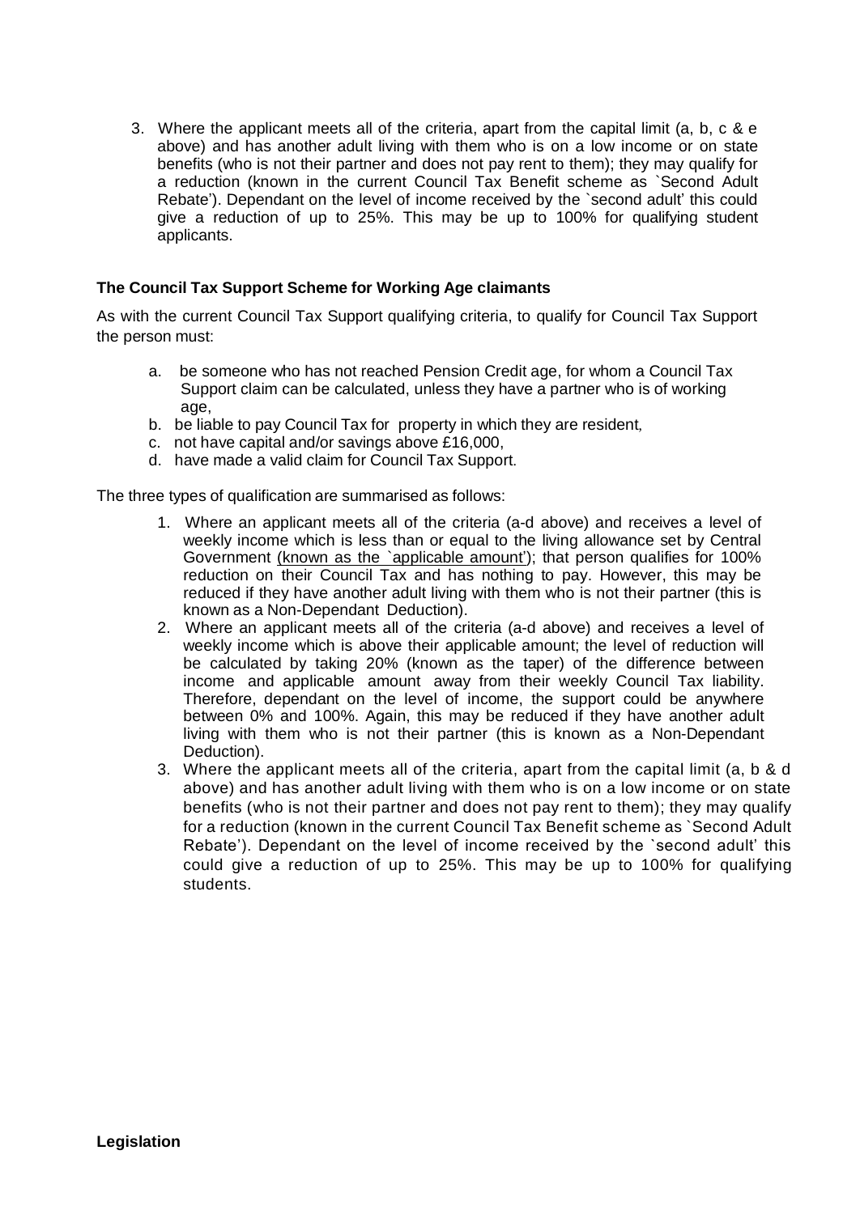3. Where the applicant meets all of the criteria, apart from the capital limit (a, b, c & e above) and has another adult living with them who is on a low income or on state benefits (who is not their partner and does not pay rent to them); they may qualify for a reduction (known in the current Council Tax Benefit scheme as `Second Adult Rebate'). Dependant on the level of income received by the `second adult' this could give a reduction of up to 25%. This may be up to 100% for qualifying student applicants.

**The Council Tax Support Scheme for Working Age claimants**

As with the current Council Tax Support qualifying criteria, to qualify for Council Tax Support the person must:

a. be someone who has not reached Pension Credit age, for whom a Council Tax Support claim can be calculated, unless they have a partner who is of working age,
b. be liable to pay Council Tax for property in which they are resident,
c. not have capital and/or savings above £16,000,
d. have made a valid claim for Council Tax Support.

The three types of qualification are summarised as follows:

1. Where an applicant meets all of the criteria (a-d above) and receives a level of weekly income which is less than or equal to the living allowance set by Central Government (known as the `applicable amount'); that person qualifies for 100% reduction on their Council Tax and has nothing to pay. However, this may be reduced if they have another adult living with them who is not their partner (this is known as a Non-Dependant Deduction).
2. Where an applicant meets all of the criteria (a-d above) and receives a level of weekly income which is above their applicable amount; the level of reduction will be calculated by taking 20% (known as the taper) of the difference between income and applicable amount away from their weekly Council Tax liability. Therefore, dependant on the level of income, the support could be anywhere between 0% and 100%. Again, this may be reduced if they have another adult living with them who is not their partner (this is known as a Non-Dependant Deduction).
3. Where the applicant meets all of the criteria, apart from the capital limit (a, b & d above) and has another adult living with them who is on a low income or on state benefits (who is not their partner and does not pay rent to them); they may qualify for a reduction (known in the current Council Tax Benefit scheme as `Second Adult Rebate'). Dependant on the level of income received by the `second adult' this could give a reduction of up to 25%. This may be up to 100% for qualifying students.

**Legislation**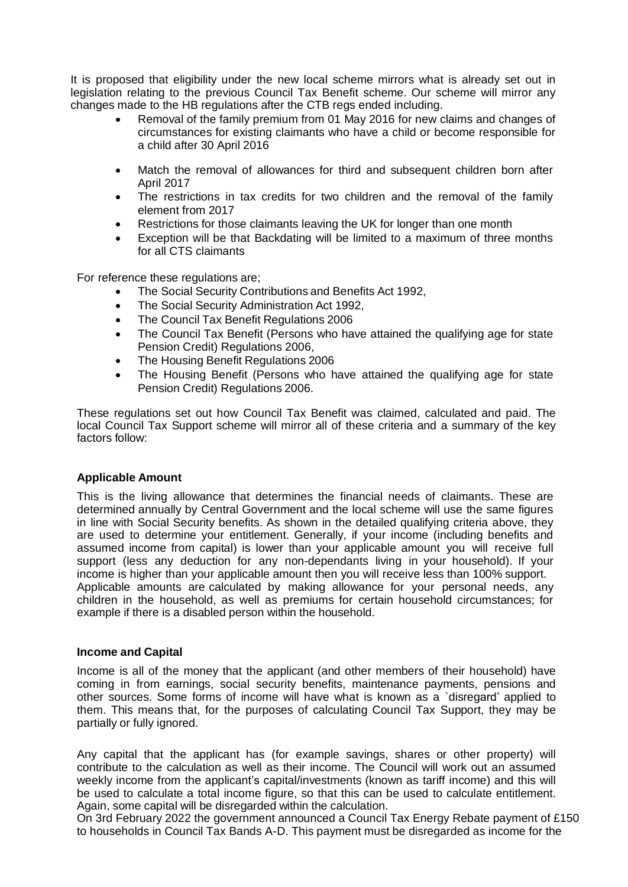It is proposed that eligibility under the new local scheme mirrors what is already set out in legislation relating to the previous Council Tax Benefit scheme. Our scheme will mirror any changes made to the HB regulations after the CTB regs ended including.

- Removal of the family premium from 01 May 2016 for new claims and changes of circumstances for existing claimants who have a child or become responsible for a child after 30 April 2016
- Match the removal of allowances for third and subsequent children born after April 2017
- The restrictions in tax credits for two children and the removal of the family element from 2017
- Restrictions for those claimants leaving the UK for longer than one month
- Exception will be that Backdating will be limited to a maximum of three months for all CTS claimants

For reference these regulations are;

- The Social Security Contributions and Benefits Act 1992,
- The Social Security Administration Act 1992,
- The Council Tax Benefit Regulations 2006
- The Council Tax Benefit (Persons who have attained the qualifying age for state Pension Credit) Regulations 2006,
- The Housing Benefit Regulations 2006
- The Housing Benefit (Persons who have attained the qualifying age for state Pension Credit) Regulations 2006.

These regulations set out how Council Tax Benefit was claimed, calculated and paid. The local Council Tax Support scheme will mirror all of these criteria and a summary of the key factors follow:

**Applicable Amount**

This is the living allowance that determines the financial needs of claimants. These are determined annually by Central Government and the local scheme will use the same figures in line with Social Security benefits. As shown in the detailed qualifying criteria above, they are used to determine your entitlement. Generally, if your income (including benefits and assumed income from capital) is lower than your applicable amount you will receive full support (less any deduction for any non-dependants living in your household). If your income is higher than your applicable amount then you will receive less than 100% support. Applicable amounts are calculated by making allowance for your personal needs, any children in the household, as well as premiums for certain household circumstances; for example if there is a disabled person within the household.

**Income and Capital**

Income is all of the money that the applicant (and other members of their household) have coming in from earnings, social security benefits, maintenance payments, pensions and other sources. Some forms of income will have what is known as a `disregard' applied to them. This means that, for the purposes of calculating Council Tax Support, they may be partially or fully ignored.

Any capital that the applicant has (for example savings, shares or other property) will contribute to the calculation as well as their income. The Council will work out an assumed weekly income from the applicant's capital/investments (known as tariff income) and this will be used to calculate a total income figure, so that this can be used to calculate entitlement. Again, some capital will be disregarded within the calculation.

On 3rd February 2022 the government announced a Council Tax Energy Rebate payment of £150 to households in Council Tax Bands A-D. This payment must be disregarded as income for the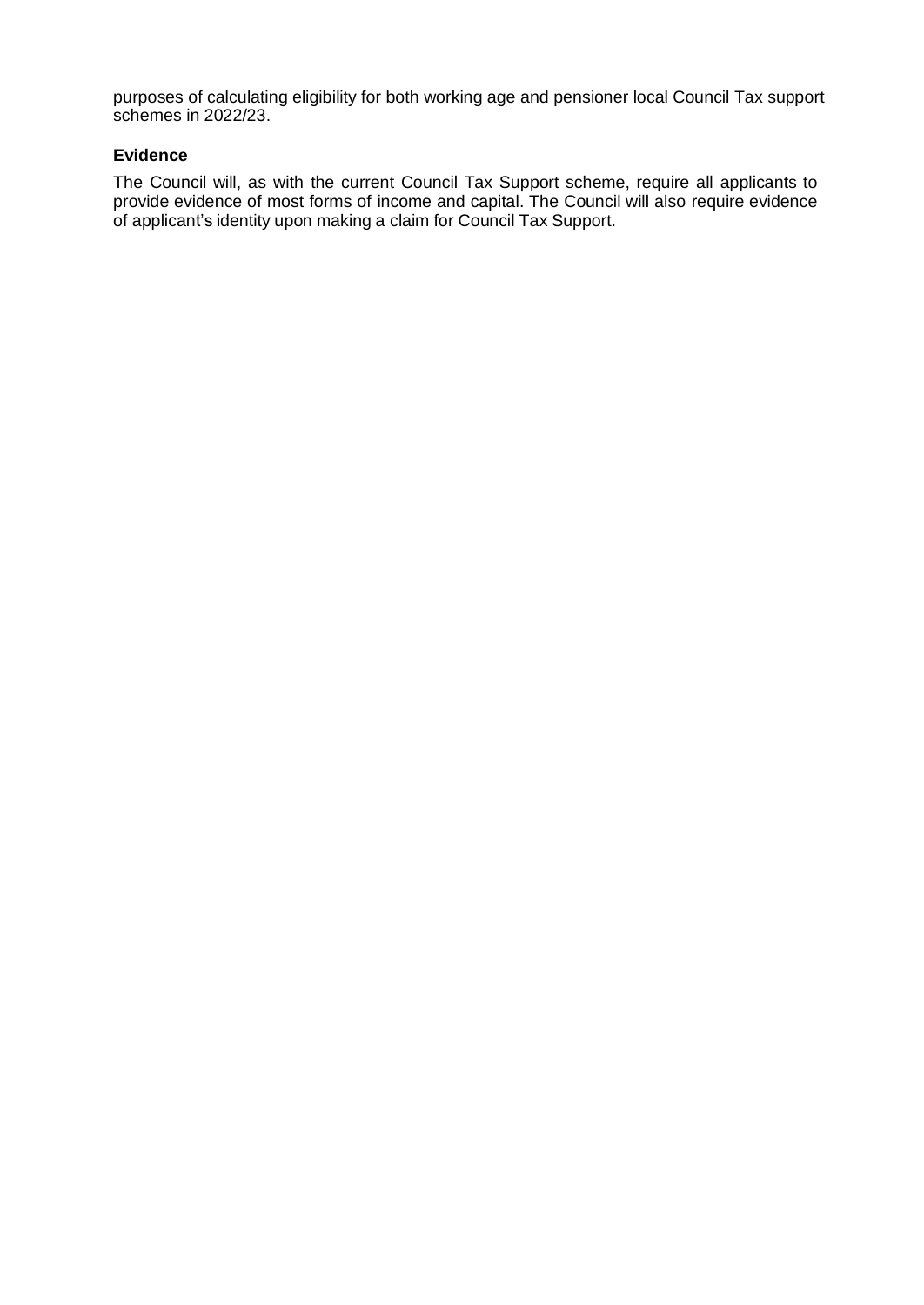purposes of calculating eligibility for both working age and pensioner local Council Tax support schemes in 2022/23.

**Evidence**

The Council will, as with the current Council Tax Support scheme, require all applicants to provide evidence of most forms of income and capital. The Council will also require evidence of applicant's identity upon making a claim for Council Tax Support.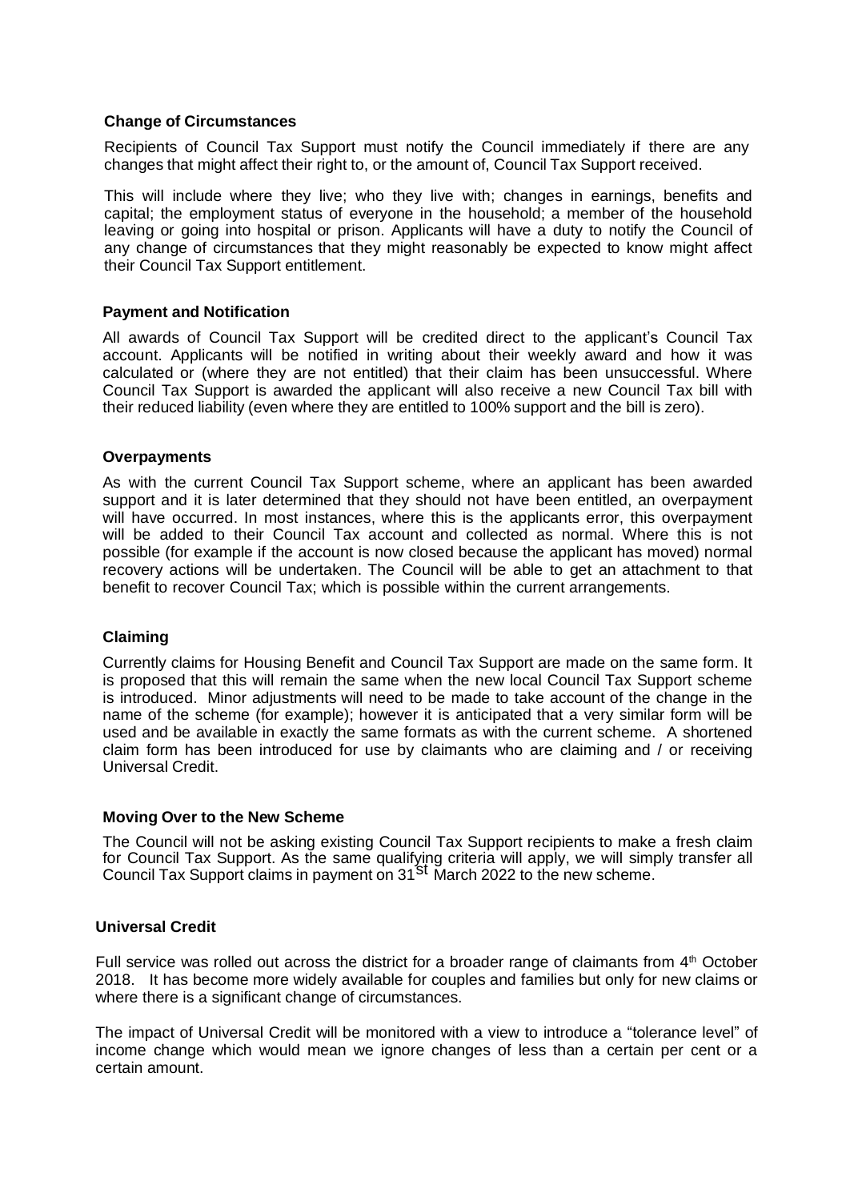**Change of Circumstances**

Recipients of Council Tax Support must notify the Council immediately if there are any changes that might affect their right to, or the amount of, Council Tax Support received.

This will include where they live; who they live with; changes in earnings, benefits and capital; the employment status of everyone in the household; a member of the household leaving or going into hospital or prison. Applicants will have a duty to notify the Council of any change of circumstances that they might reasonably be expected to know might affect their Council Tax Support entitlement.

**Payment and Notification**

All awards of Council Tax Support will be credited direct to the applicant's Council Tax account. Applicants will be notified in writing about their weekly award and how it was calculated or (where they are not entitled) that their claim has been unsuccessful. Where Council Tax Support is awarded the applicant will also receive a new Council Tax bill with their reduced liability (even where they are entitled to 100% support and the bill is zero).

**Overpayments**

As with the current Council Tax Support scheme, where an applicant has been awarded support and it is later determined that they should not have been entitled, an overpayment will have occurred. In most instances, where this is the applicants error, this overpayment will be added to their Council Tax account and collected as normal. Where this is not possible (for example if the account is now closed because the applicant has moved) normal recovery actions will be undertaken. The Council will be able to get an attachment to that benefit to recover Council Tax; which is possible within the current arrangements.

**Claiming**

Currently claims for Housing Benefit and Council Tax Support are made on the same form. It is proposed that this will remain the same when the new local Council Tax Support scheme is introduced. Minor adjustments will need to be made to take account of the change in the name of the scheme (for example); however it is anticipated that a very similar form will be used and be available in exactly the same formats as with the current scheme. A shortened claim form has been introduced for use by claimants who are claiming and / or receiving Universal Credit.

**Moving Over to the New Scheme**

The Council will not be asking existing Council Tax Support recipients to make a fresh claim for Council Tax Support. As the same qualifying criteria will apply, we will simply transfer all Council Tax Support claims in payment on 31st March 2022 to the new scheme.

**Universal Credit**

Full service was rolled out across the district for a broader range of claimants from 4th October 2018. It has become more widely available for couples and families but only for new claims or where there is a significant change of circumstances.

The impact of Universal Credit will be monitored with a view to introduce a "tolerance level" of income change which would mean we ignore changes of less than a certain per cent or a certain amount.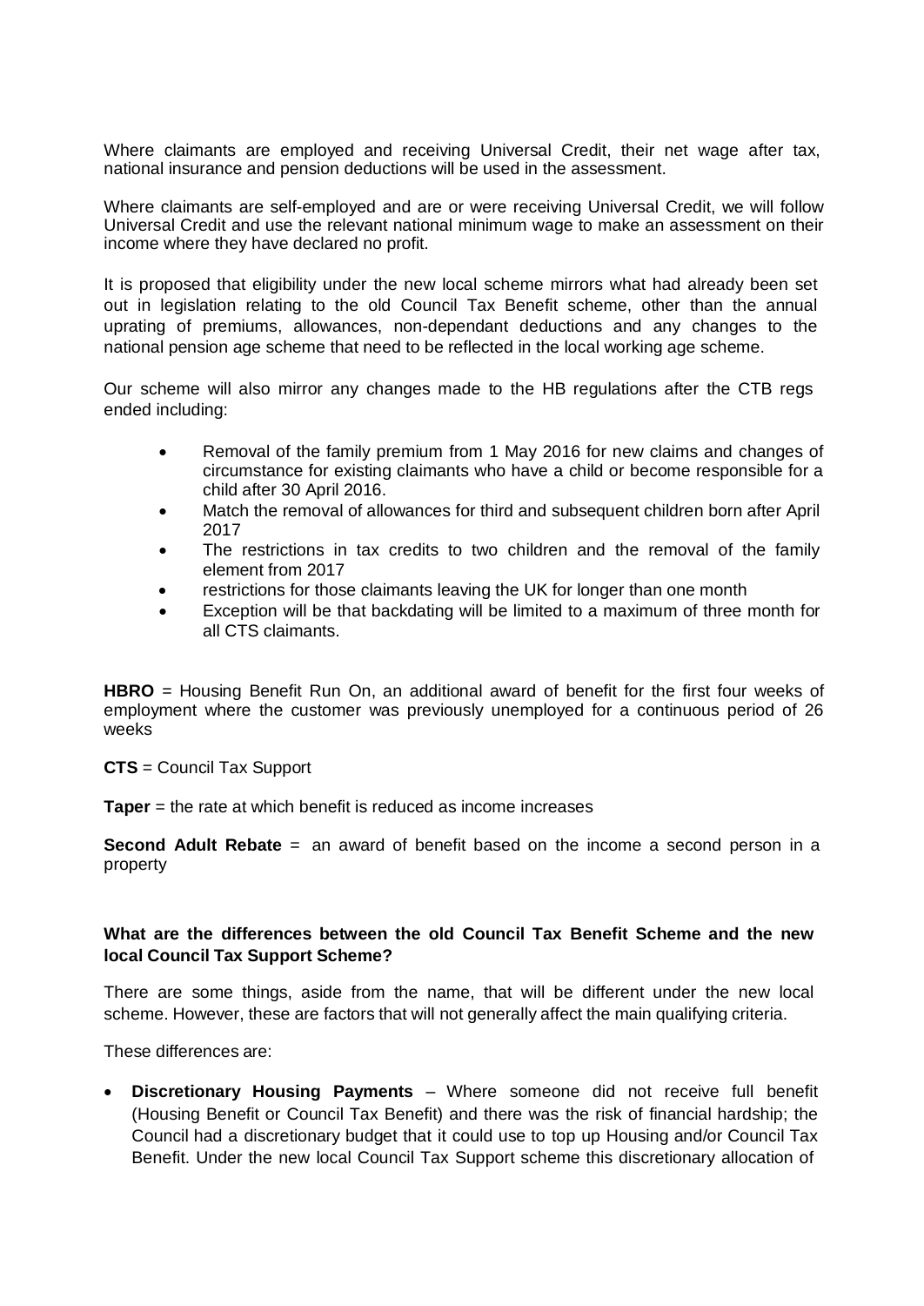Where claimants are employed and receiving Universal Credit, their net wage after tax, national insurance and pension deductions will be used in the assessment.

Where claimants are self-employed and are or were receiving Universal Credit, we will follow Universal Credit and use the relevant national minimum wage to make an assessment on their income where they have declared no profit.

It is proposed that eligibility under the new local scheme mirrors what had already been set out in legislation relating to the old Council Tax Benefit scheme, other than the annual uprating of premiums, allowances, non-dependant deductions and any changes to the national pension age scheme that need to be reflected in the local working age scheme.

Our scheme will also mirror any changes made to the HB regulations after the CTB regs ended including:

- Removal of the family premium from 1 May 2016 for new claims and changes of circumstance for existing claimants who have a child or become responsible for a child after 30 April 2016.
- Match the removal of allowances for third and subsequent children born after April 2017
- The restrictions in tax credits to two children and the removal of the family element from 2017
- restrictions for those claimants leaving the UK for longer than one month
- Exception will be that backdating will be limited to a maximum of three month for all CTS claimants.

**HBRO** = Housing Benefit Run On, an additional award of benefit for the first four weeks of employment where the customer was previously unemployed for a continuous period of 26 weeks

**CTS** = Council Tax Support

**Taper** = the rate at which benefit is reduced as income increases

**Second Adult Rebate** = an award of benefit based on the income a second person in a property

**What are the differences between the old Council Tax Benefit Scheme and the new local Council Tax Support Scheme?**

There are some things, aside from the name, that will be different under the new local scheme. However, these are factors that will not generally affect the main qualifying criteria.

These differences are:

- **Discretionary Housing Payments** – Where someone did not receive full benefit (Housing Benefit or Council Tax Benefit) and there was the risk of financial hardship; the Council had a discretionary budget that it could use to top up Housing and/or Council Tax Benefit. Under the new local Council Tax Support scheme this discretionary allocation of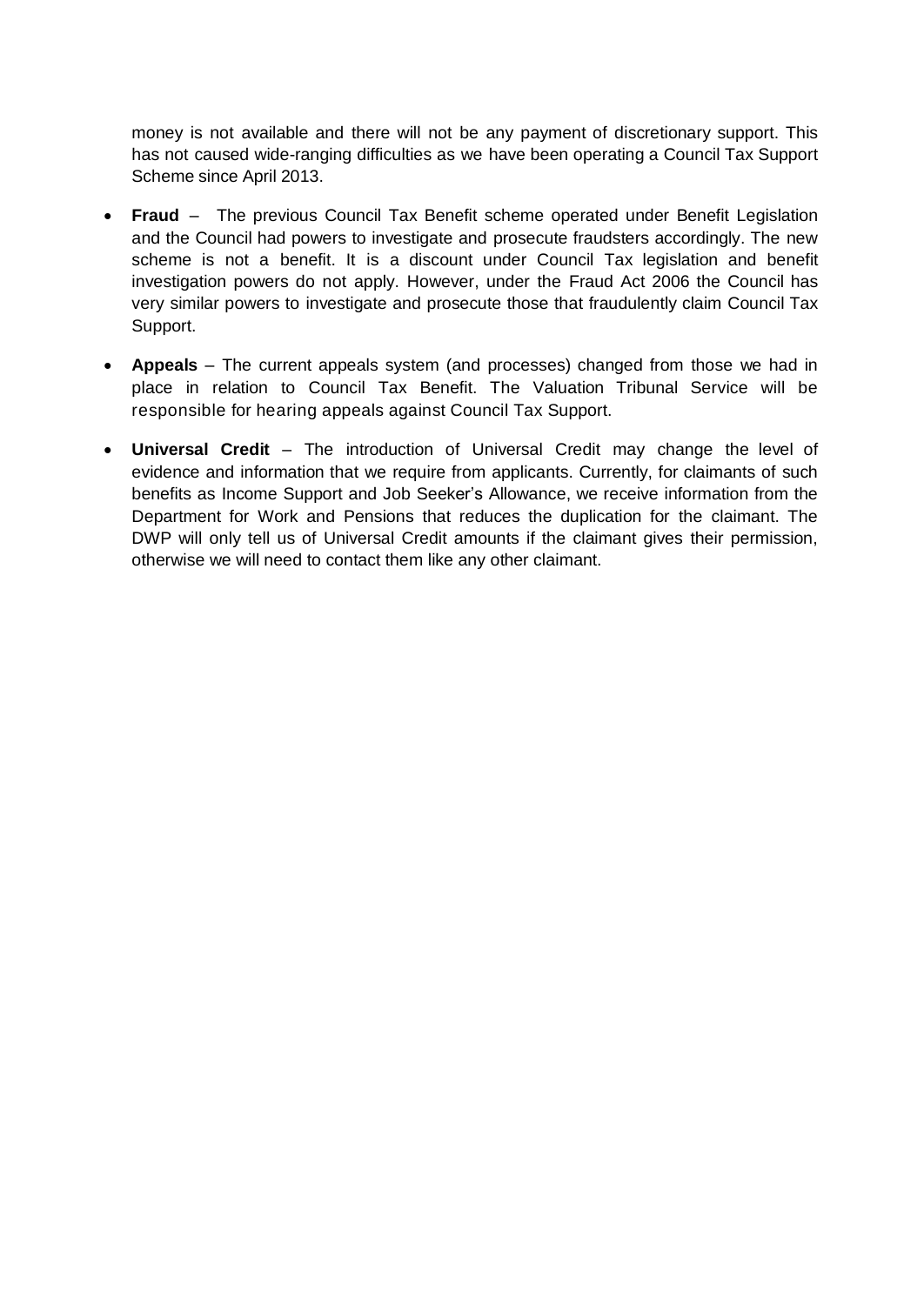money is not available and there will not be any payment of discretionary support. This has not caused wide-ranging difficulties as we have been operating a Council Tax Support Scheme since April 2013.

- **Fraud** – The previous Council Tax Benefit scheme operated under Benefit Legislation and the Council had powers to investigate and prosecute fraudsters accordingly. The new scheme is not a benefit. It is a discount under Council Tax legislation and benefit investigation powers do not apply. However, under the Fraud Act 2006 the Council has very similar powers to investigate and prosecute those that fraudulently claim Council Tax Support.

- **Appeals** – The current appeals system (and processes) changed from those we had in place in relation to Council Tax Benefit. The Valuation Tribunal Service will be responsible for hearing appeals against Council Tax Support.

- **Universal Credit** – The introduction of Universal Credit may change the level of evidence and information that we require from applicants. Currently, for claimants of such benefits as Income Support and Job Seeker's Allowance, we receive information from the Department for Work and Pensions that reduces the duplication for the claimant. The DWP will only tell us of Universal Credit amounts if the claimant gives their permission, otherwise we will need to contact them like any other claimant.